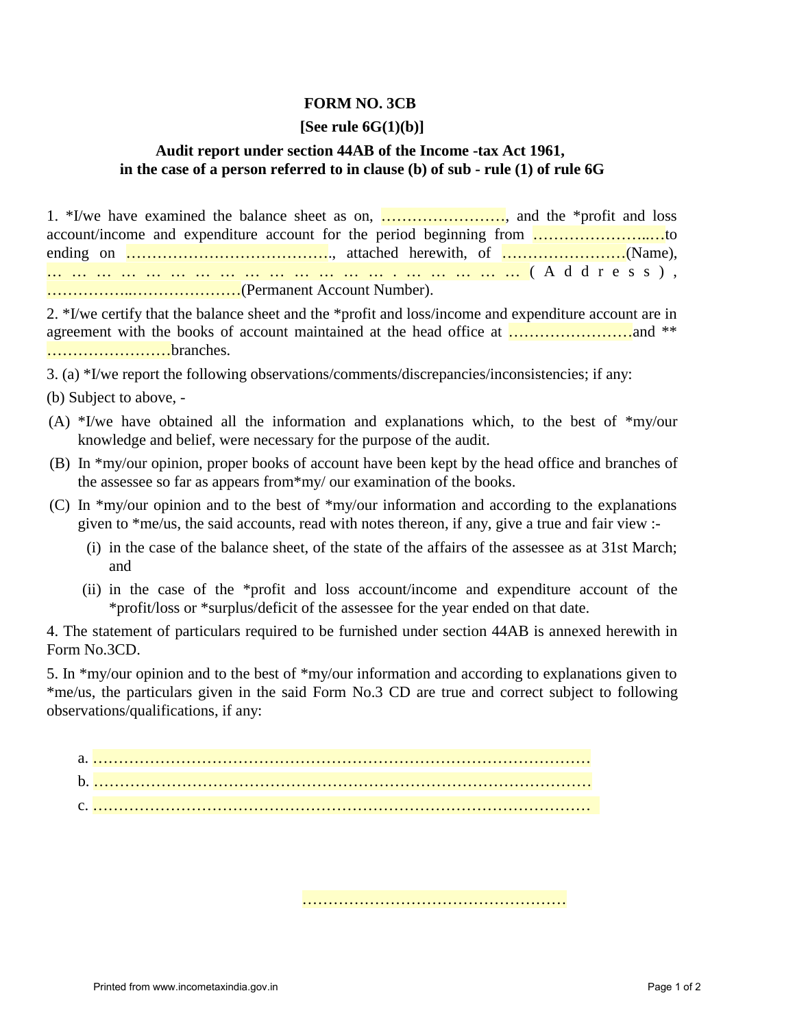**FORM NO. 3CB**

**[See rule 6G(1)(b)]**

**Audit report under section 44AB of the Income -tax Act 1961, in the case of a person referred to in clause (b) of sub - rule (1) of rule 6G**

1. *I/we have examined the balance sheet as on, ……………………, and the *profit and loss account/income and expenditure account for the period beginning from …………………..…to ending on …………………………………., attached herewith, of ……………………(Name), … … … … … … … … … … … … … … . … … … … … (Address), ……………..…………………(Permanent Account Number).

2. *I/we certify that the balance sheet and the *profit and loss/income and expenditure account are in agreement with the books of account maintained at the head office at ……………………and ** ……………………branches.

3. (a) *I/we report the following observations/comments/discrepancies/inconsistencies; if any:

(b) Subject to above, -

(A) *I/we have obtained all the information and explanations which, to the best of *my/our knowledge and belief, were necessary for the purpose of the audit.

(B) In *my/our opinion, proper books of account have been kept by the head office and branches of the assessee so far as appears from*my/ our examination of the books.

(C) In *my/our opinion and to the best of *my/our information and according to the explanations given to *me/us, the said accounts, read with notes thereon, if any, give a true and fair view :-

- (i) in the case of the balance sheet, of the state of the affairs of the assessee as at 31st March; and
- (ii) in the case of the *profit and loss account/income and expenditure account of the *profit/loss or *surplus/deficit of the assessee for the year ended on that date.

4. The statement of particulars required to be furnished under section 44AB is annexed herewith in Form No.3CD.

5. In *my/our opinion and to the best of *my/our information and according to explanations given to *me/us, the particulars given in the said Form No.3 CD are true and correct subject to following observations/qualifications, if any:

a. ………………………………………………………………………………………

b. ………………………………………………………………………………………

c. ………………………………………………………………………………………

……………………………………………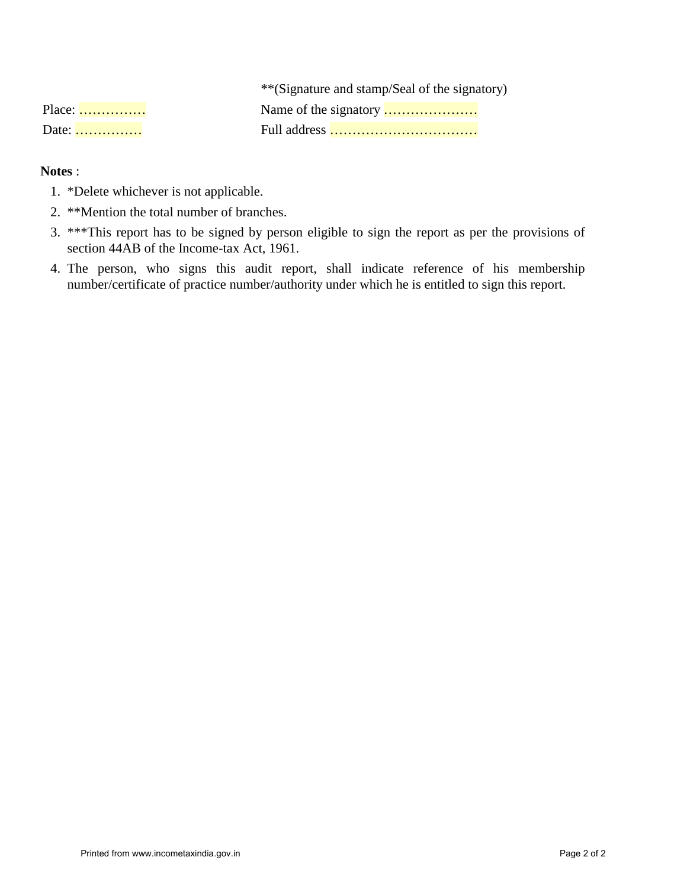**(Signature and stamp/Seal of the signatory)

Place: ……………　　　　　　　　Name of the signatory …………………

Date: ……………　　　　　　　　Full address ……………………………

**Notes** :

1. *Delete whichever is not applicable.
2. **Mention the total number of branches.
3. ***This report has to be signed by person eligible to sign the report as per the provisions of section 44AB of the Income-tax Act, 1961.
4. The person, who signs this audit report, shall indicate reference of his membership number/certificate of practice number/authority under which he is entitled to sign this report.